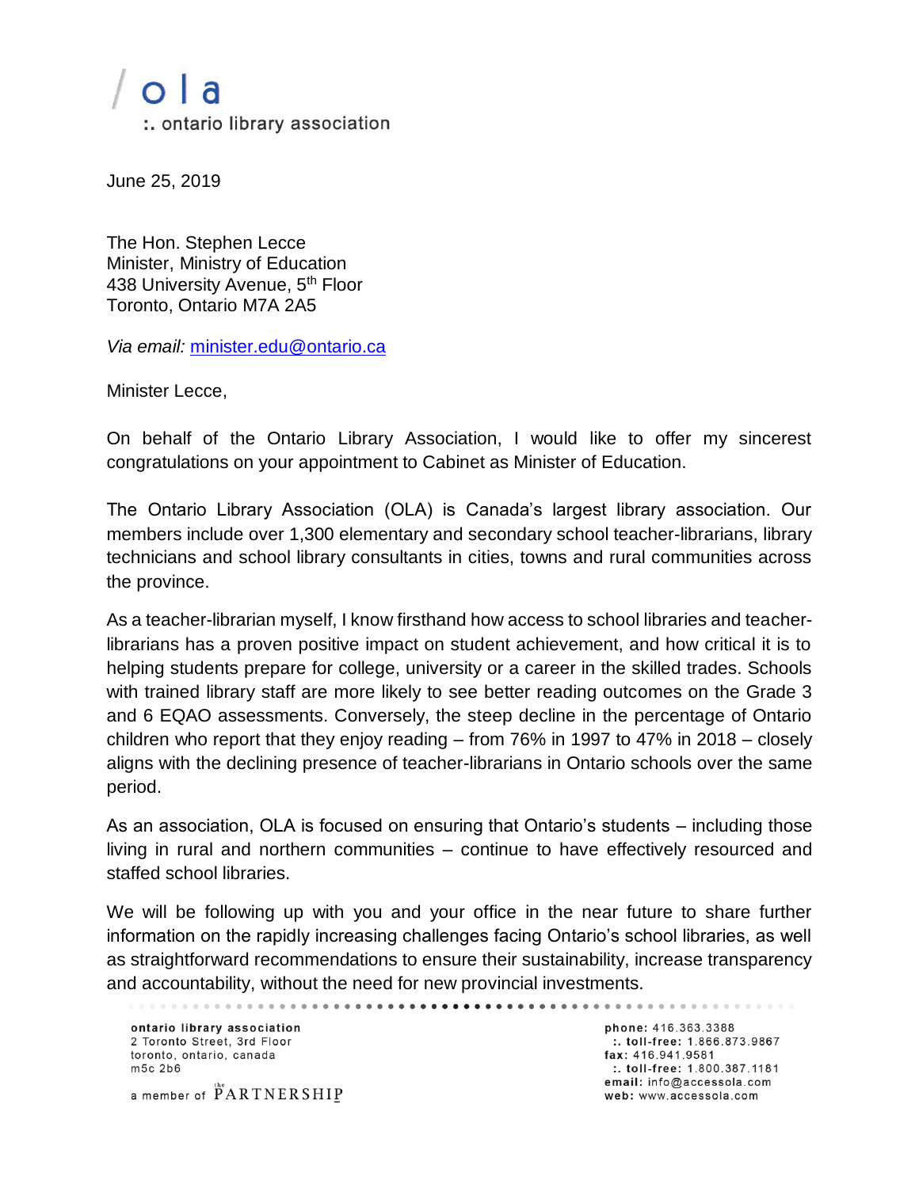/ o l a

:. ontario library association

June 25, 2019

The Hon. Stephen Lecce
Minister, Ministry of Education
438 University Avenue, 5th Floor
Toronto, Ontario M7A 2A5

*Via email:* minister.edu@ontario.ca

Minister Lecce,

On behalf of the Ontario Library Association, I would like to offer my sincerest congratulations on your appointment to Cabinet as Minister of Education.

The Ontario Library Association (OLA) is Canada's largest library association. Our members include over 1,300 elementary and secondary school teacher-librarians, library technicians and school library consultants in cities, towns and rural communities across the province.

As a teacher-librarian myself, I know firsthand how access to school libraries and teacher-librarians has a proven positive impact on student achievement, and how critical it is to helping students prepare for college, university or a career in the skilled trades. Schools with trained library staff are more likely to see better reading outcomes on the Grade 3 and 6 EQAO assessments. Conversely, the steep decline in the percentage of Ontario children who report that they enjoy reading – from 76% in 1997 to 47% in 2018 – closely aligns with the declining presence of teacher-librarians in Ontario schools over the same period.

As an association, OLA is focused on ensuring that Ontario's students – including those living in rural and northern communities – continue to have effectively resourced and staffed school libraries.

We will be following up with you and your office in the near future to share further information on the rapidly increasing challenges facing Ontario's school libraries, as well as straightforward recommendations to ensure their sustainability, increase transparency and accountability, without the need for new provincial investments.

**ontario library association**
2 Toronto Street, 3rd Floor
toronto, ontario, canada
m5c 2b6

a member of the PARTNERSHIP

**phone:** 416.363.3388
:. **toll-free:** 1.866.873.9867
**fax:** 416.941.9581
:. **toll-free:** 1.800.387.1181
**email:** info@accessola.com
**web:** www.accessola.com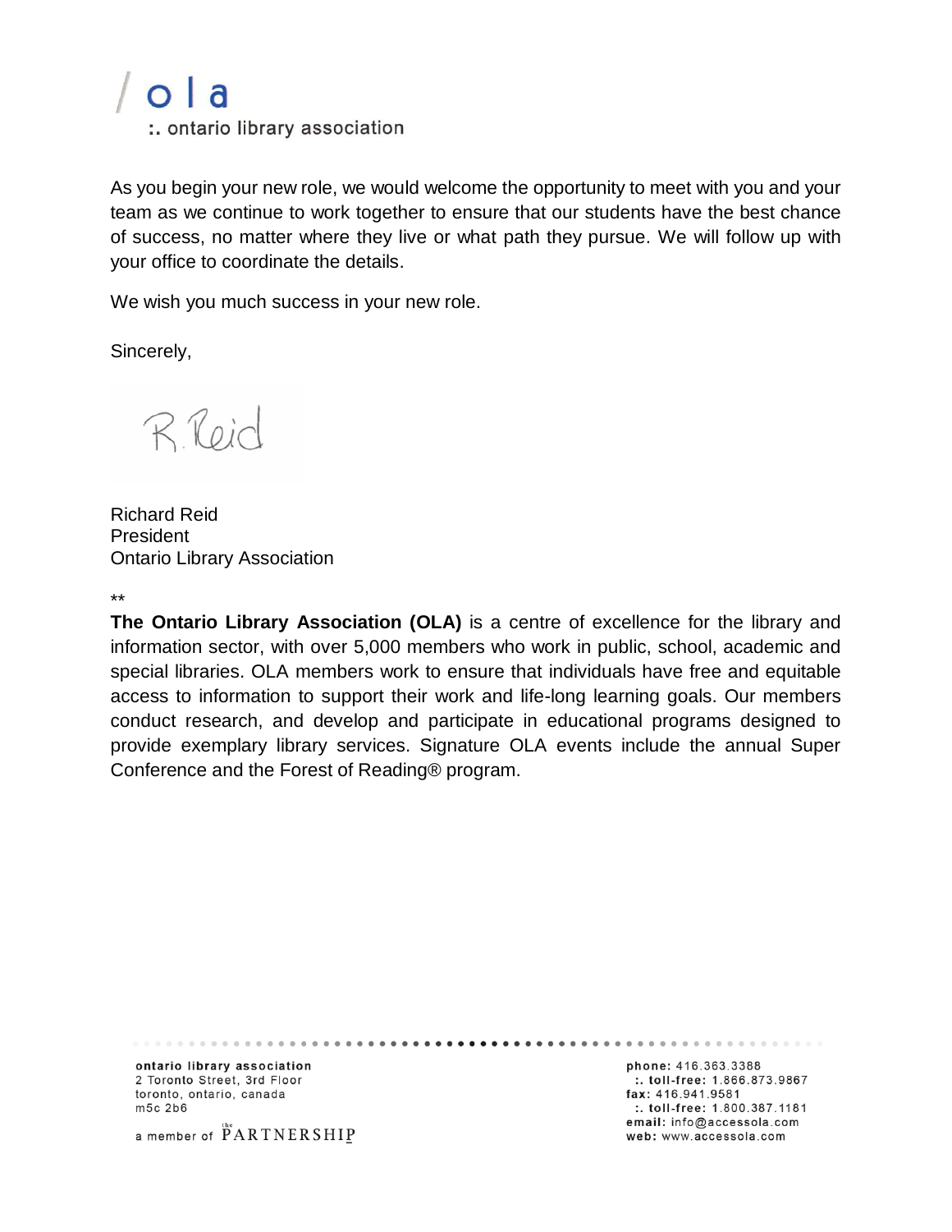As you begin your new role, we would welcome the opportunity to meet with you and your team as we continue to work together to ensure that our students have the best chance of success, no matter where they live or what path they pursue. We will follow up with your office to coordinate the details.

We wish you much success in your new role.

Sincerely,

R. Reid

Richard Reid
President
Ontario Library Association

**

**The Ontario Library Association (OLA)** is a centre of excellence for the library and information sector, with over 5,000 members who work in public, school, academic and special libraries. OLA members work to ensure that individuals have free and equitable access to information to support their work and life-long learning goals. Our members conduct research, and develop and participate in educational programs designed to provide exemplary library services. Signature OLA events include the annual Super Conference and the Forest of Reading® program.

**ontario library association**
2 Toronto Street, 3rd Floor
toronto, ontario, canada
m5c 2b6

a member of THE PARTNERSHIP

**phone:** 416.363.3388
:. **toll-free:** 1.866.873.9867
**fax:** 416.941.9581
:. **toll-free:** 1.800.387.1181
**email:** info@accessola.com
**web:** www.accessola.com